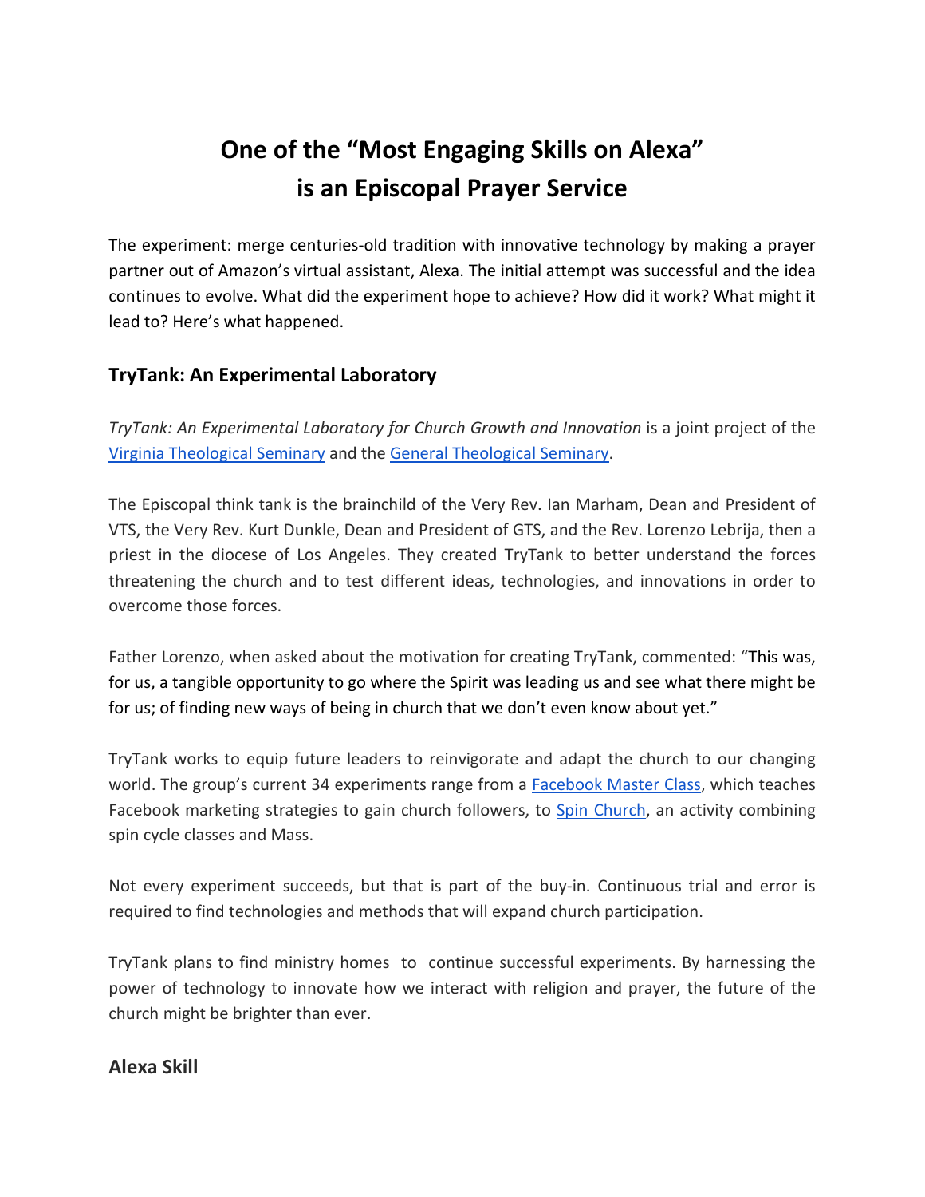# One of the "Most Engaging Skills on Alexa" is an Episcopal Prayer Service

The experiment: merge centuries-old tradition with innovative technology by making a prayer partner out of Amazon's virtual assistant, Alexa. The initial attempt was successful and the idea continues to evolve. What did the experiment hope to achieve? How did it work? What might it lead to? Here's what happened.

## TryTank: An Experimental Laboratory

*TryTank: An Experimental Laboratory for Church Growth and Innovation* is a joint project of the [Virginia Theological Seminary] and the [General Theological Seminary].

The Episcopal think tank is the brainchild of the Very Rev. Ian Marham, Dean and President of VTS, the Very Rev. Kurt Dunkle, Dean and President of GTS, and the Rev. Lorenzo Lebrija, then a priest in the diocese of Los Angeles. They created TryTank to better understand the forces threatening the church and to test different ideas, technologies, and innovations in order to overcome those forces.

Father Lorenzo, when asked about the motivation for creating TryTank, commented: "This was, for us, a tangible opportunity to go where the Spirit was leading us and see what there might be for us; of finding new ways of being in church that we don't even know about yet."

TryTank works to equip future leaders to reinvigorate and adapt the church to our changing world. The group's current 34 experiments range from a [Facebook Master Class], which teaches Facebook marketing strategies to gain church followers, to [Spin Church], an activity combining spin cycle classes and Mass.

Not every experiment succeeds, but that is part of the buy-in. Continuous trial and error is required to find technologies and methods that will expand church participation.

TryTank plans to find ministry homes to continue successful experiments. By harnessing the power of technology to innovate how we interact with religion and prayer, the future of the church might be brighter than ever.

## Alexa Skill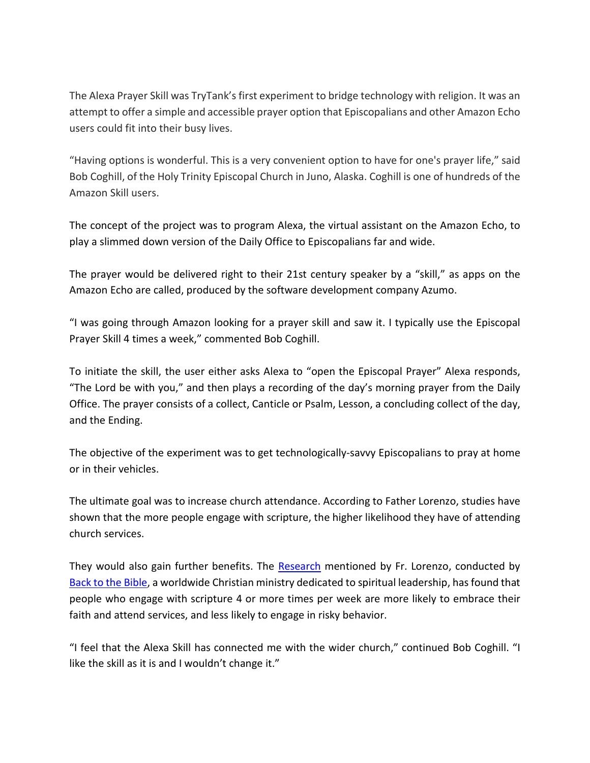The Alexa Prayer Skill was TryTank's first experiment to bridge technology with religion. It was an attempt to offer a simple and accessible prayer option that Episcopalians and other Amazon Echo users could fit into their busy lives.

"Having options is wonderful. This is a very convenient option to have for one's prayer life," said Bob Coghill, of the Holy Trinity Episcopal Church in Juno, Alaska. Coghill is one of hundreds of the Amazon Skill users.

The concept of the project was to program Alexa, the virtual assistant on the Amazon Echo, to play a slimmed down version of the Daily Office to Episcopalians far and wide.

The prayer would be delivered right to their 21st century speaker by a "skill," as apps on the Amazon Echo are called, produced by the software development company Azumo.

"I was going through Amazon looking for a prayer skill and saw it. I typically use the Episcopal Prayer Skill 4 times a week," commented Bob Coghill.

To initiate the skill, the user either asks Alexa to "open the Episcopal Prayer" Alexa responds, "The Lord be with you," and then plays a recording of the day's morning prayer from the Daily Office. The prayer consists of a collect, Canticle or Psalm, Lesson, a concluding collect of the day, and the Ending.

The objective of the experiment was to get technologically-savvy Episcopalians to pray at home or in their vehicles.

The ultimate goal was to increase church attendance. According to Father Lorenzo, studies have shown that the more people engage with scripture, the higher likelihood they have of attending church services.

They would also gain further benefits. The Research mentioned by Fr. Lorenzo, conducted by Back to the Bible, a worldwide Christian ministry dedicated to spiritual leadership, has found that people who engage with scripture 4 or more times per week are more likely to embrace their faith and attend services, and less likely to engage in risky behavior.

"I feel that the Alexa Skill has connected me with the wider church," continued Bob Coghill. "I like the skill as it is and I wouldn't change it."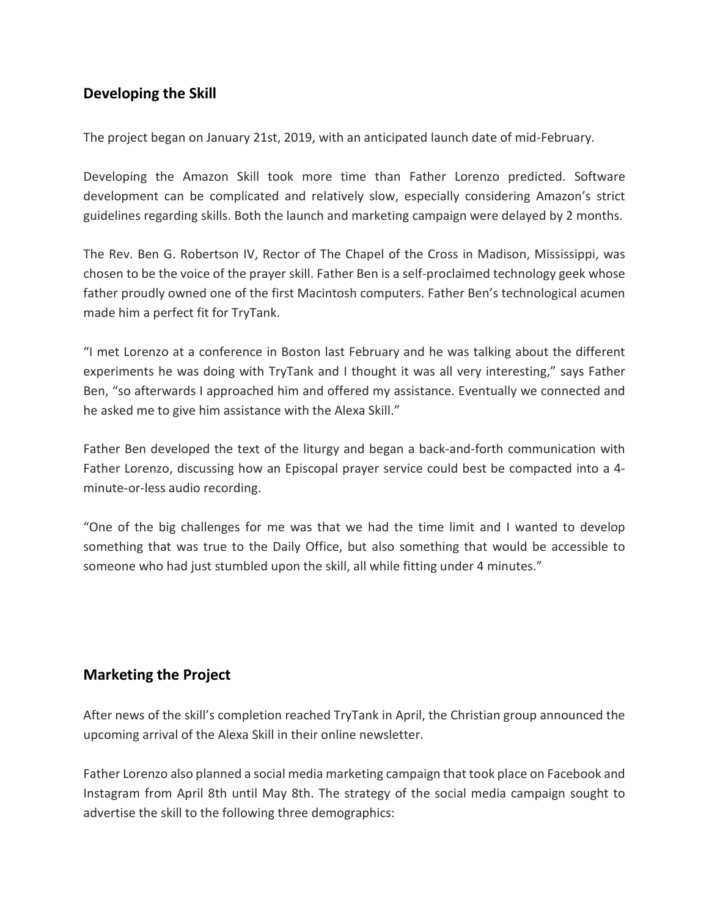## Developing the Skill

The project began on January 21st, 2019, with an anticipated launch date of mid-February.

Developing the Amazon Skill took more time than Father Lorenzo predicted. Software development can be complicated and relatively slow, especially considering Amazon's strict guidelines regarding skills. Both the launch and marketing campaign were delayed by 2 months.

The Rev. Ben G. Robertson IV, Rector of The Chapel of the Cross in Madison, Mississippi, was chosen to be the voice of the prayer skill. Father Ben is a self-proclaimed technology geek whose father proudly owned one of the first Macintosh computers. Father Ben's technological acumen made him a perfect fit for TryTank.

"I met Lorenzo at a conference in Boston last February and he was talking about the different experiments he was doing with TryTank and I thought it was all very interesting," says Father Ben, "so afterwards I approached him and offered my assistance. Eventually we connected and he asked me to give him assistance with the Alexa Skill."

Father Ben developed the text of the liturgy and began a back-and-forth communication with Father Lorenzo, discussing how an Episcopal prayer service could best be compacted into a 4-minute-or-less audio recording.

"One of the big challenges for me was that we had the time limit and I wanted to develop something that was true to the Daily Office, but also something that would be accessible to someone who had just stumbled upon the skill, all while fitting under 4 minutes."

## Marketing the Project

After news of the skill's completion reached TryTank in April, the Christian group announced the upcoming arrival of the Alexa Skill in their online newsletter.

Father Lorenzo also planned a social media marketing campaign that took place on Facebook and Instagram from April 8th until May 8th. The strategy of the social media campaign sought to advertise the skill to the following three demographics: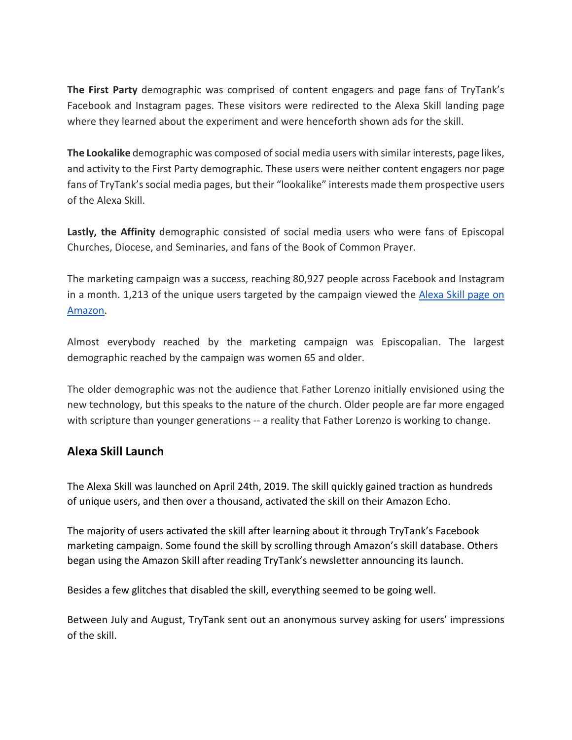**The First Party** demographic was comprised of content engagers and page fans of TryTank's Facebook and Instagram pages. These visitors were redirected to the Alexa Skill landing page where they learned about the experiment and were henceforth shown ads for the skill.

**The Lookalike** demographic was composed of social media users with similar interests, page likes, and activity to the First Party demographic. These users were neither content engagers nor page fans of TryTank's social media pages, but their "lookalike" interests made them prospective users of the Alexa Skill.

**Lastly, the Affinity** demographic consisted of social media users who were fans of Episcopal Churches, Diocese, and Seminaries, and fans of the Book of Common Prayer.

The marketing campaign was a success, reaching 80,927 people across Facebook and Instagram in a month. 1,213 of the unique users targeted by the campaign viewed the Alexa Skill page on Amazon.

Almost everybody reached by the marketing campaign was Episcopalian. The largest demographic reached by the campaign was women 65 and older.

The older demographic was not the audience that Father Lorenzo initially envisioned using the new technology, but this speaks to the nature of the church. Older people are far more engaged with scripture than younger generations -- a reality that Father Lorenzo is working to change.

## Alexa Skill Launch

The Alexa Skill was launched on April 24th, 2019. The skill quickly gained traction as hundreds of unique users, and then over a thousand, activated the skill on their Amazon Echo.

The majority of users activated the skill after learning about it through TryTank's Facebook marketing campaign. Some found the skill by scrolling through Amazon's skill database. Others began using the Amazon Skill after reading TryTank's newsletter announcing its launch.

Besides a few glitches that disabled the skill, everything seemed to be going well.

Between July and August, TryTank sent out an anonymous survey asking for users' impressions of the skill.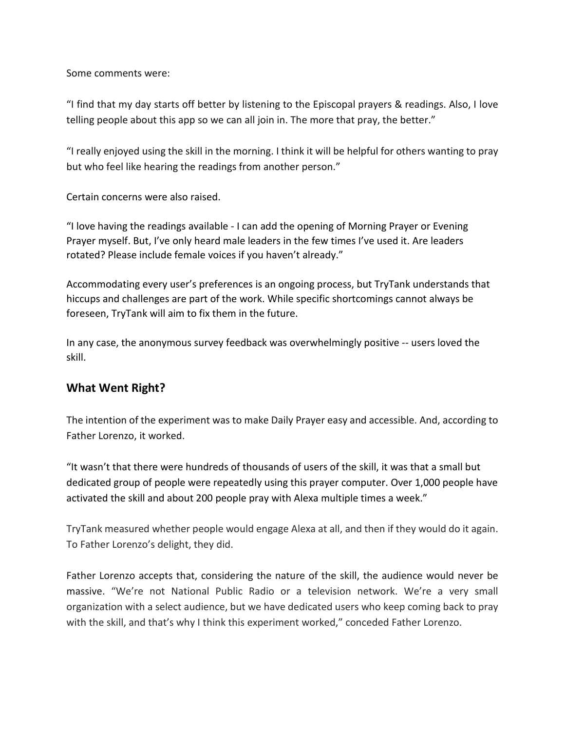Some comments were:

"I find that my day starts off better by listening to the Episcopal prayers & readings. Also, I love telling people about this app so we can all join in. The more that pray, the better."

"I really enjoyed using the skill in the morning. I think it will be helpful for others wanting to pray but who feel like hearing the readings from another person."

Certain concerns were also raised.

"I love having the readings available - I can add the opening of Morning Prayer or Evening Prayer myself. But, I've only heard male leaders in the few times I've used it. Are leaders rotated? Please include female voices if you haven't already."

Accommodating every user's preferences is an ongoing process, but TryTank understands that hiccups and challenges are part of the work. While specific shortcomings cannot always be foreseen, TryTank will aim to fix them in the future.

In any case, the anonymous survey feedback was overwhelmingly positive -- users loved the skill.

## What Went Right?

The intention of the experiment was to make Daily Prayer easy and accessible. And, according to Father Lorenzo, it worked.

"It wasn't that there were hundreds of thousands of users of the skill, it was that a small but dedicated group of people were repeatedly using this prayer computer. Over 1,000 people have activated the skill and about 200 people pray with Alexa multiple times a week."

TryTank measured whether people would engage Alexa at all, and then if they would do it again. To Father Lorenzo's delight, they did.

Father Lorenzo accepts that, considering the nature of the skill, the audience would never be massive. "We're not National Public Radio or a television network. We're a very small organization with a select audience, but we have dedicated users who keep coming back to pray with the skill, and that's why I think this experiment worked," conceded Father Lorenzo.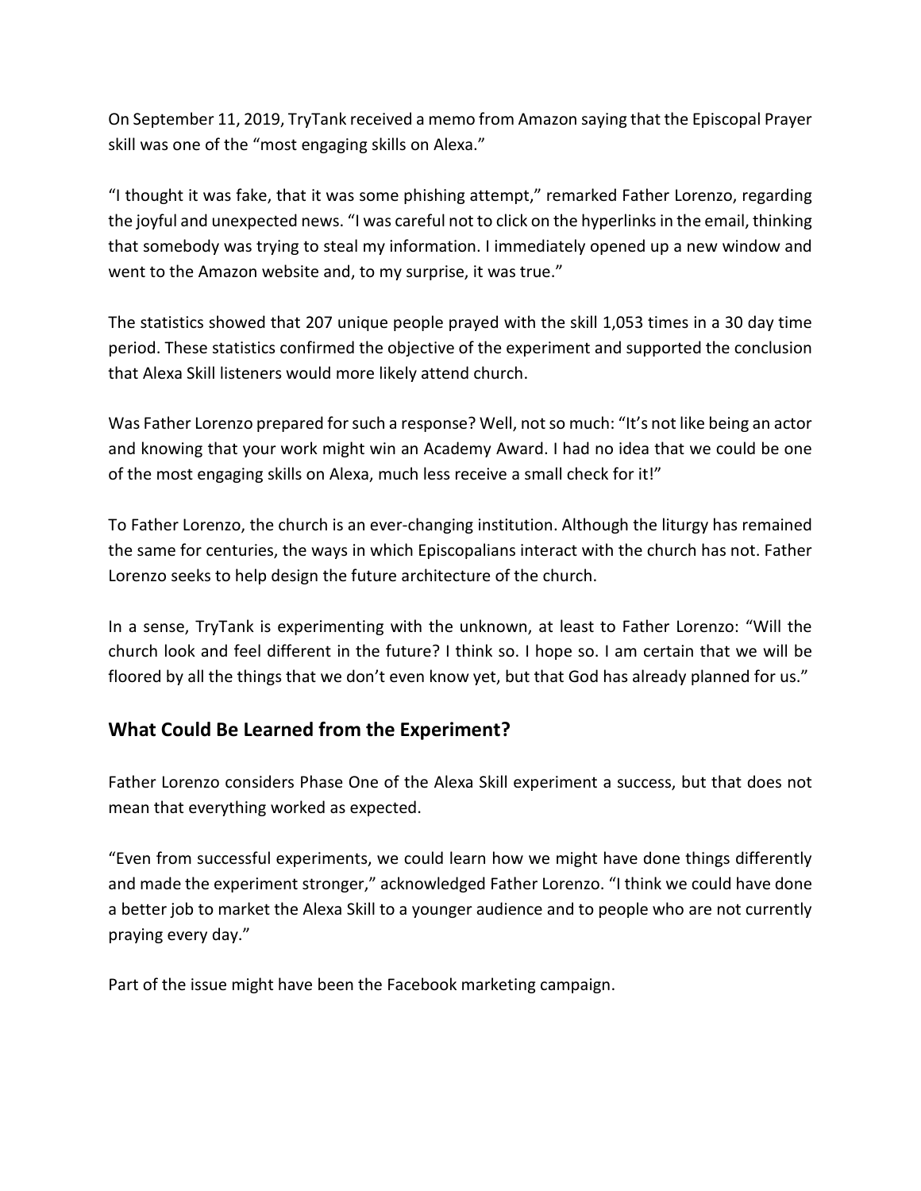On September 11, 2019, TryTank received a memo from Amazon saying that the Episcopal Prayer skill was one of the "most engaging skills on Alexa."

"I thought it was fake, that it was some phishing attempt," remarked Father Lorenzo, regarding the joyful and unexpected news. "I was careful not to click on the hyperlinks in the email, thinking that somebody was trying to steal my information. I immediately opened up a new window and went to the Amazon website and, to my surprise, it was true."

The statistics showed that 207 unique people prayed with the skill 1,053 times in a 30 day time period. These statistics confirmed the objective of the experiment and supported the conclusion that Alexa Skill listeners would more likely attend church.

Was Father Lorenzo prepared for such a response? Well, not so much: "It's not like being an actor and knowing that your work might win an Academy Award. I had no idea that we could be one of the most engaging skills on Alexa, much less receive a small check for it!"

To Father Lorenzo, the church is an ever-changing institution. Although the liturgy has remained the same for centuries, the ways in which Episcopalians interact with the church has not. Father Lorenzo seeks to help design the future architecture of the church.

In a sense, TryTank is experimenting with the unknown, at least to Father Lorenzo: "Will the church look and feel different in the future? I think so. I hope so. I am certain that we will be floored by all the things that we don't even know yet, but that God has already planned for us."

## What Could Be Learned from the Experiment?

Father Lorenzo considers Phase One of the Alexa Skill experiment a success, but that does not mean that everything worked as expected.

"Even from successful experiments, we could learn how we might have done things differently and made the experiment stronger," acknowledged Father Lorenzo. "I think we could have done a better job to market the Alexa Skill to a younger audience and to people who are not currently praying every day."

Part of the issue might have been the Facebook marketing campaign.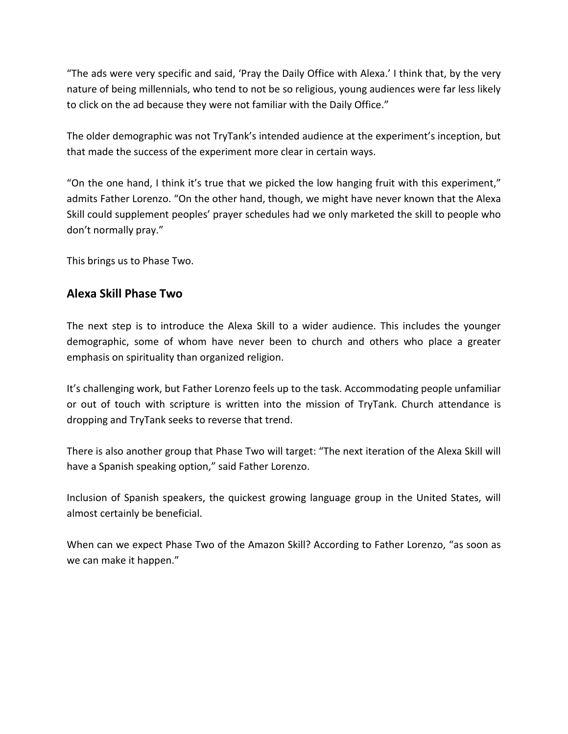"The ads were very specific and said, 'Pray the Daily Office with Alexa.' I think that, by the very nature of being millennials, who tend to not be so religious, young audiences were far less likely to click on the ad because they were not familiar with the Daily Office."

The older demographic was not TryTank's intended audience at the experiment's inception, but that made the success of the experiment more clear in certain ways.

"On the one hand, I think it's true that we picked the low hanging fruit with this experiment," admits Father Lorenzo. "On the other hand, though, we might have never known that the Alexa Skill could supplement peoples' prayer schedules had we only marketed the skill to people who don't normally pray."

This brings us to Phase Two.

## Alexa Skill Phase Two

The next step is to introduce the Alexa Skill to a wider audience. This includes the younger demographic, some of whom have never been to church and others who place a greater emphasis on spirituality than organized religion.

It's challenging work, but Father Lorenzo feels up to the task. Accommodating people unfamiliar or out of touch with scripture is written into the mission of TryTank. Church attendance is dropping and TryTank seeks to reverse that trend.

There is also another group that Phase Two will target: "The next iteration of the Alexa Skill will have a Spanish speaking option," said Father Lorenzo.

Inclusion of Spanish speakers, the quickest growing language group in the United States, will almost certainly be beneficial.

When can we expect Phase Two of the Amazon Skill? According to Father Lorenzo, "as soon as we can make it happen."